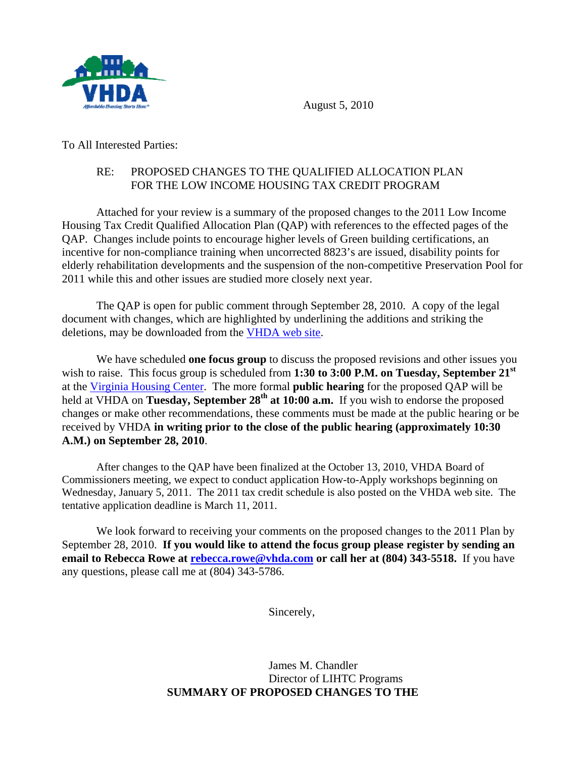August 5, 2010

To All Interested Parties:

RE: PROPOSED CHANGES TO THE QUALIFIED ALLOCATION PLAN FOR THE LOW INCOME HOUSING TAX CREDIT PROGRAM

Attached for your review is a summary of the proposed changes to the 2011 Low Income Housing Tax Credit Qualified Allocation Plan (QAP) with references to the effected pages of the QAP. Changes include points to encourage higher levels of Green building certifications, an incentive for non-compliance training when uncorrected 8823's are issued, disability points for elderly rehabilitation developments and the suspension of the non-competitive Preservation Pool for 2011 while this and other issues are studied more closely next year.

The QAP is open for public comment through September 28, 2010. A copy of the legal document with changes, which are highlighted by underlining the additions and striking the deletions, may be downloaded from the VHDA web site.

We have scheduled **one focus group** to discuss the proposed revisions and other issues you wish to raise. This focus group is scheduled from **1:30 to 3:00 P.M. on Tuesday, September 21st** at the Virginia Housing Center. The more formal **public hearing** for the proposed QAP will be held at VHDA on **Tuesday, September 28th at 10:00 a.m.** If you wish to endorse the proposed changes or make other recommendations, these comments must be made at the public hearing or be received by VHDA **in writing prior to the close of the public hearing (approximately 10:30 A.M.) on September 28, 2010**.

After changes to the QAP have been finalized at the October 13, 2010, VHDA Board of Commissioners meeting, we expect to conduct application How-to-Apply workshops beginning on Wednesday, January 5, 2011. The 2011 tax credit schedule is also posted on the VHDA web site. The tentative application deadline is March 11, 2011.

We look forward to receiving your comments on the proposed changes to the 2011 Plan by September 28, 2010. **If you would like to attend the focus group please register by sending an email to Rebecca Rowe at rebecca.rowe@vhda.com or call her at (804) 343-5518.** If you have any questions, please call me at (804) 343-5786.

Sincerely,

James M. Chandler
Director of LIHTC Programs

**SUMMARY OF PROPOSED CHANGES TO THE**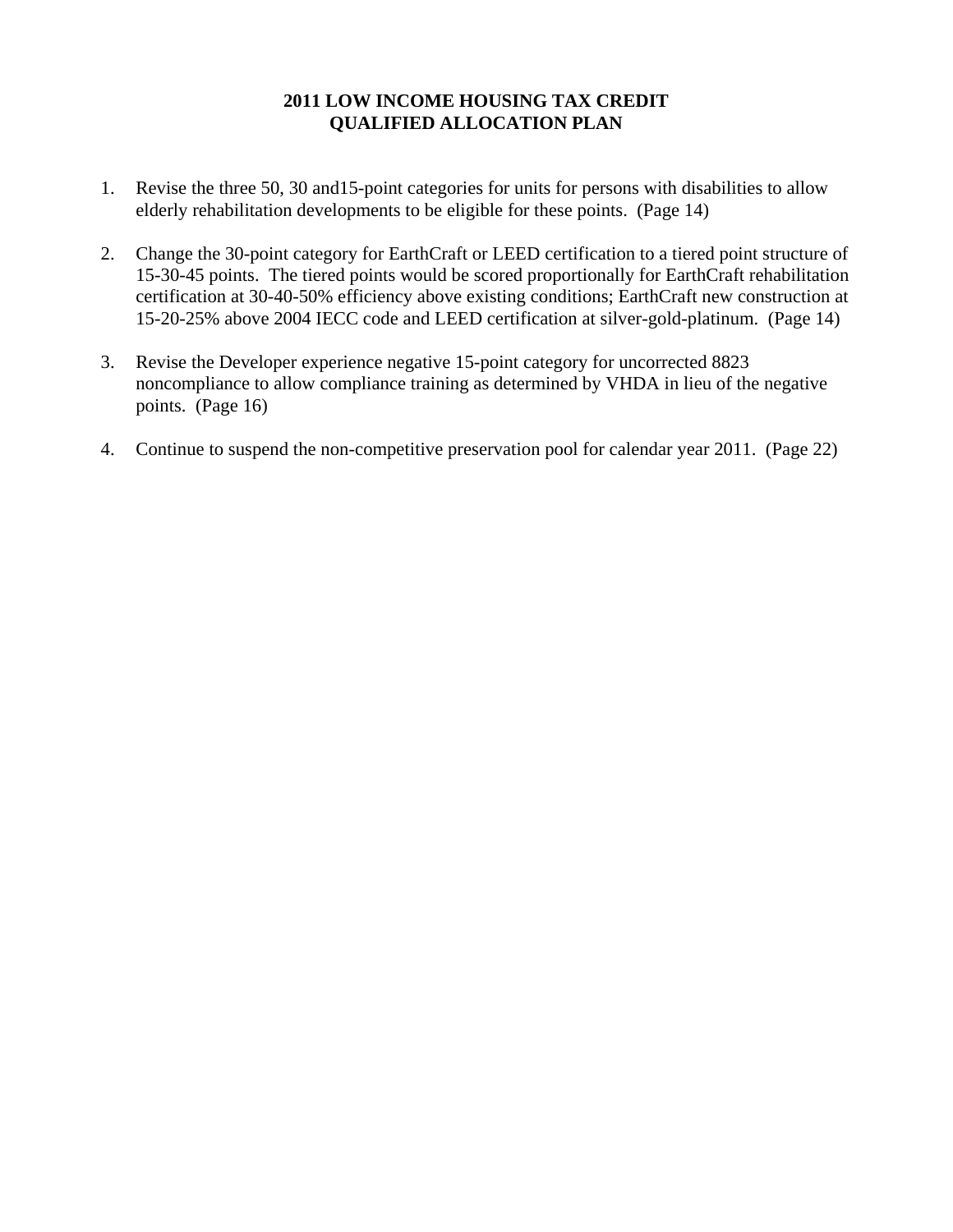# 2011 LOW INCOME HOUSING TAX CREDIT
# QUALIFIED ALLOCATION PLAN

1. Revise the three 50, 30 and15-point categories for units for persons with disabilities to allow elderly rehabilitation developments to be eligible for these points. (Page 14)

2. Change the 30-point category for EarthCraft or LEED certification to a tiered point structure of 15-30-45 points. The tiered points would be scored proportionally for EarthCraft rehabilitation certification at 30-40-50% efficiency above existing conditions; EarthCraft new construction at 15-20-25% above 2004 IECC code and LEED certification at silver-gold-platinum. (Page 14)

3. Revise the Developer experience negative 15-point category for uncorrected 8823 noncompliance to allow compliance training as determined by VHDA in lieu of the negative points. (Page 16)

4. Continue to suspend the non-competitive preservation pool for calendar year 2011. (Page 22)